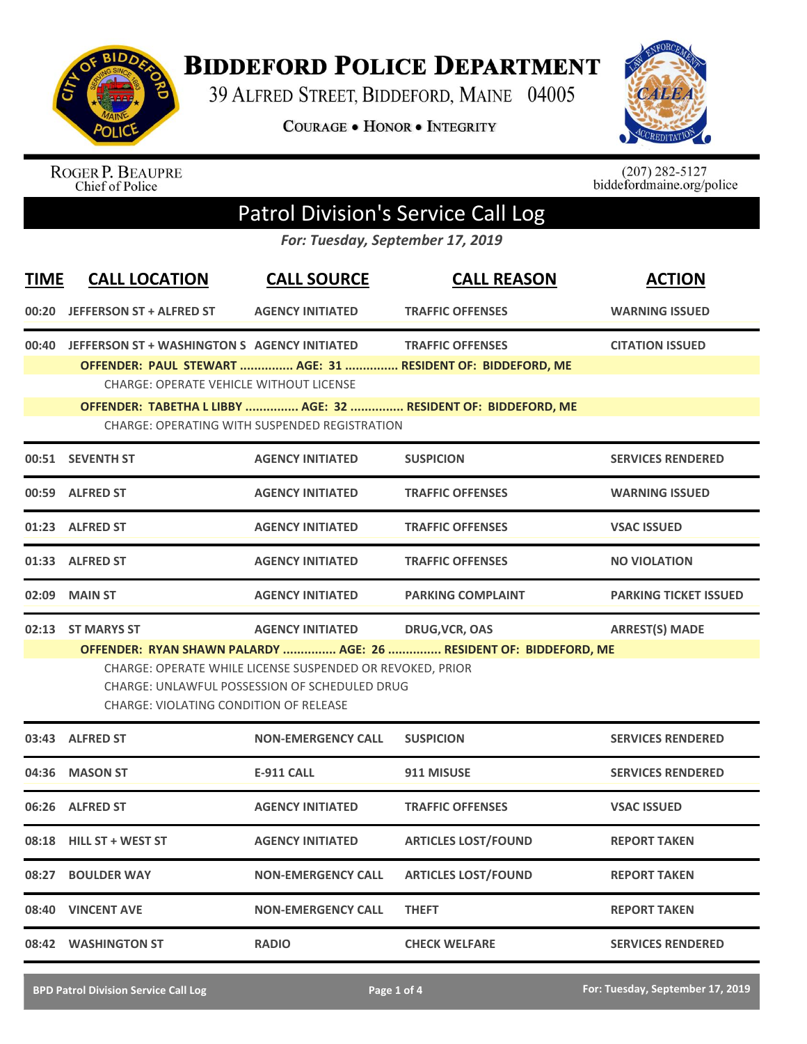# Biddeford Police Department

39 Alfred Street, Biddeford, Maine 04005

Courage • Honor • Integrity

Roger P. Beaupre
Chief of Police

(207) 282-5127
biddefordmaine.org/police

## Patrol Division's Service Call Log

*For: Tuesday, September 17, 2019*

| TIME | CALL LOCATION | CALL SOURCE | CALL REASON | ACTION |
|---|---|---|---|---|
| 00:20 | JEFFERSON ST + ALFRED ST | AGENCY INITIATED | TRAFFIC OFFENSES | WARNING ISSUED |
| 00:40 | JEFFERSON ST + WASHINGTON S | AGENCY INITIATED | TRAFFIC OFFENSES | CITATION ISSUED |

**OFFENDER: PAUL STEWART ............... AGE: 31 ............... RESIDENT OF: BIDDEFORD, ME**

CHARGE: OPERATE VEHICLE WITHOUT LICENSE

**OFFENDER: TABETHA L LIBBY ............... AGE: 32 ............... RESIDENT OF: BIDDEFORD, ME**

CHARGE: OPERATING WITH SUSPENDED REGISTRATION

| TIME | CALL LOCATION | CALL SOURCE | CALL REASON | ACTION |
|---|---|---|---|---|
| 00:51 | SEVENTH ST | AGENCY INITIATED | SUSPICION | SERVICES RENDERED |
| 00:59 | ALFRED ST | AGENCY INITIATED | TRAFFIC OFFENSES | WARNING ISSUED |
| 01:23 | ALFRED ST | AGENCY INITIATED | TRAFFIC OFFENSES | VSAC ISSUED |
| 01:33 | ALFRED ST | AGENCY INITIATED | TRAFFIC OFFENSES | NO VIOLATION |
| 02:09 | MAIN ST | AGENCY INITIATED | PARKING COMPLAINT | PARKING TICKET ISSUED |
| 02:13 | ST MARYS ST | AGENCY INITIATED | DRUG,VCR, OAS | ARREST(S) MADE |

**OFFENDER: RYAN SHAWN PALARDY ............... AGE: 26 ............... RESIDENT OF: BIDDEFORD, ME**

CHARGE: OPERATE WHILE LICENSE SUSPENDED OR REVOKED, PRIOR
CHARGE: UNLAWFUL POSSESSION OF SCHEDULED DRUG
CHARGE: VIOLATING CONDITION OF RELEASE

| TIME | CALL LOCATION | CALL SOURCE | CALL REASON | ACTION |
|---|---|---|---|---|
| 03:43 | ALFRED ST | NON-EMERGENCY CALL | SUSPICION | SERVICES RENDERED |
| 04:36 | MASON ST | E-911 CALL | 911 MISUSE | SERVICES RENDERED |
| 06:26 | ALFRED ST | AGENCY INITIATED | TRAFFIC OFFENSES | VSAC ISSUED |
| 08:18 | HILL ST + WEST ST | AGENCY INITIATED | ARTICLES LOST/FOUND | REPORT TAKEN |
| 08:27 | BOULDER WAY | NON-EMERGENCY CALL | ARTICLES LOST/FOUND | REPORT TAKEN |
| 08:40 | VINCENT AVE | NON-EMERGENCY CALL | THEFT | REPORT TAKEN |
| 08:42 | WASHINGTON ST | RADIO | CHECK WELFARE | SERVICES RENDERED |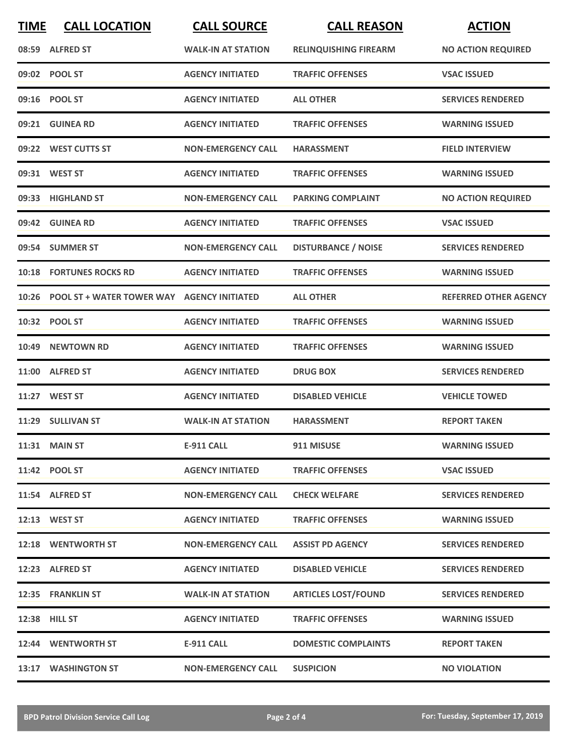| TIME | CALL LOCATION | CALL SOURCE | CALL REASON | ACTION |
|---|---|---|---|---|
| 08:59 | ALFRED ST | WALK-IN AT STATION | RELINQUISHING FIREARM | NO ACTION REQUIRED |
| 09:02 | POOL ST | AGENCY INITIATED | TRAFFIC OFFENSES | VSAC ISSUED |
| 09:16 | POOL ST | AGENCY INITIATED | ALL OTHER | SERVICES RENDERED |
| 09:21 | GUINEA RD | AGENCY INITIATED | TRAFFIC OFFENSES | WARNING ISSUED |
| 09:22 | WEST CUTTS ST | NON-EMERGENCY CALL | HARASSMENT | FIELD INTERVIEW |
| 09:31 | WEST ST | AGENCY INITIATED | TRAFFIC OFFENSES | WARNING ISSUED |
| 09:33 | HIGHLAND ST | NON-EMERGENCY CALL | PARKING COMPLAINT | NO ACTION REQUIRED |
| 09:42 | GUINEA RD | AGENCY INITIATED | TRAFFIC OFFENSES | VSAC ISSUED |
| 09:54 | SUMMER ST | NON-EMERGENCY CALL | DISTURBANCE / NOISE | SERVICES RENDERED |
| 10:18 | FORTUNES ROCKS RD | AGENCY INITIATED | TRAFFIC OFFENSES | WARNING ISSUED |
| 10:26 | POOL ST + WATER TOWER WAY | AGENCY INITIATED | ALL OTHER | REFERRED OTHER AGENCY |
| 10:32 | POOL ST | AGENCY INITIATED | TRAFFIC OFFENSES | WARNING ISSUED |
| 10:49 | NEWTOWN RD | AGENCY INITIATED | TRAFFIC OFFENSES | WARNING ISSUED |
| 11:00 | ALFRED ST | AGENCY INITIATED | DRUG BOX | SERVICES RENDERED |
| 11:27 | WEST ST | AGENCY INITIATED | DISABLED VEHICLE | VEHICLE TOWED |
| 11:29 | SULLIVAN ST | WALK-IN AT STATION | HARASSMENT | REPORT TAKEN |
| 11:31 | MAIN ST | E-911 CALL | 911 MISUSE | WARNING ISSUED |
| 11:42 | POOL ST | AGENCY INITIATED | TRAFFIC OFFENSES | VSAC ISSUED |
| 11:54 | ALFRED ST | NON-EMERGENCY CALL | CHECK WELFARE | SERVICES RENDERED |
| 12:13 | WEST ST | AGENCY INITIATED | TRAFFIC OFFENSES | WARNING ISSUED |
| 12:18 | WENTWORTH ST | NON-EMERGENCY CALL | ASSIST PD AGENCY | SERVICES RENDERED |
| 12:23 | ALFRED ST | AGENCY INITIATED | DISABLED VEHICLE | SERVICES RENDERED |
| 12:35 | FRANKLIN ST | WALK-IN AT STATION | ARTICLES LOST/FOUND | SERVICES RENDERED |
| 12:38 | HILL ST | AGENCY INITIATED | TRAFFIC OFFENSES | WARNING ISSUED |
| 12:44 | WENTWORTH ST | E-911 CALL | DOMESTIC COMPLAINTS | REPORT TAKEN |
| 13:17 | WASHINGTON ST | NON-EMERGENCY CALL | SUSPICION | NO VIOLATION |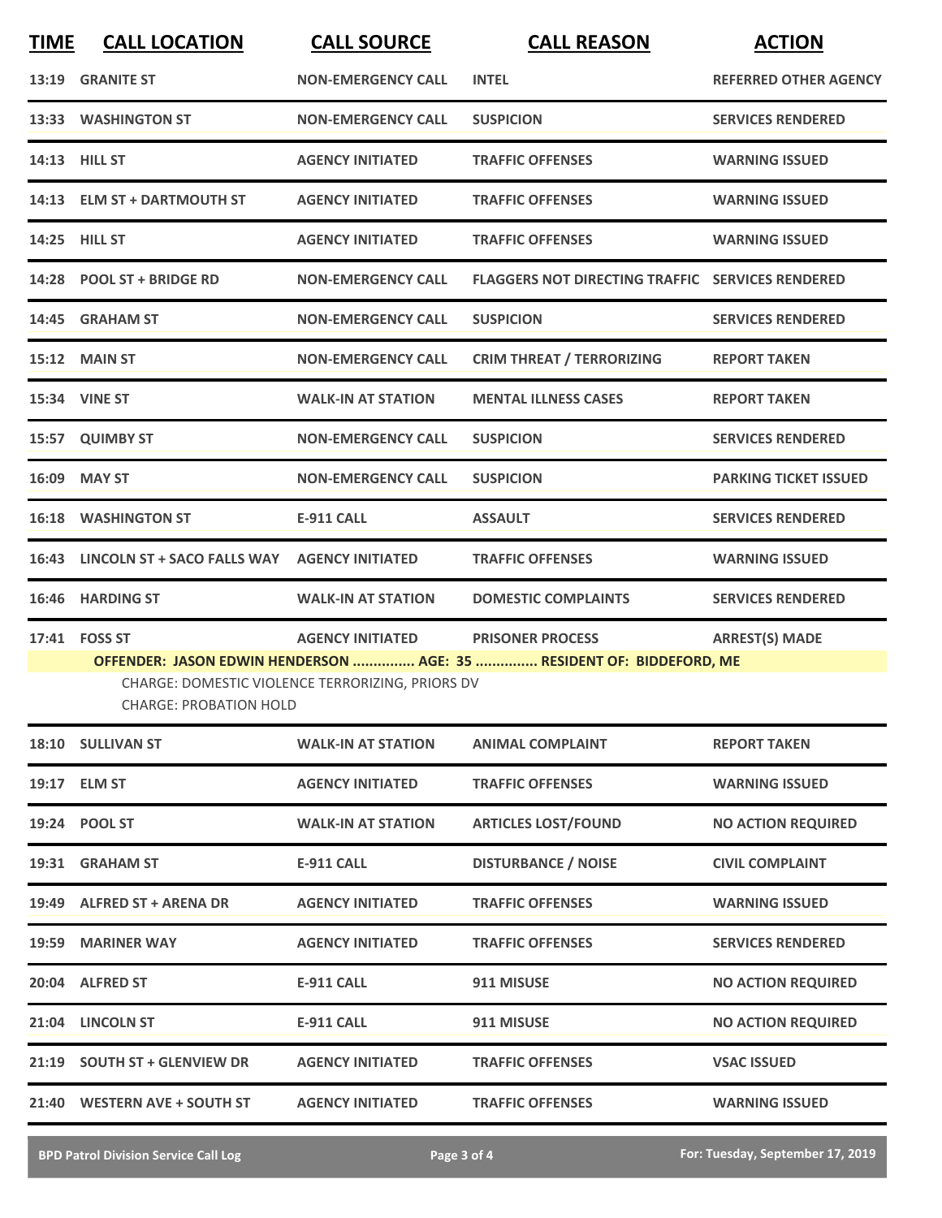| TIME | CALL LOCATION | CALL SOURCE | CALL REASON | ACTION |
|---|---|---|---|---|
| 13:19 | GRANITE ST | NON-EMERGENCY CALL | INTEL | REFERRED OTHER AGENCY |
| 13:33 | WASHINGTON ST | NON-EMERGENCY CALL | SUSPICION | SERVICES RENDERED |
| 14:13 | HILL ST | AGENCY INITIATED | TRAFFIC OFFENSES | WARNING ISSUED |
| 14:13 | ELM ST + DARTMOUTH ST | AGENCY INITIATED | TRAFFIC OFFENSES | WARNING ISSUED |
| 14:25 | HILL ST | AGENCY INITIATED | TRAFFIC OFFENSES | WARNING ISSUED |
| 14:28 | POOL ST + BRIDGE RD | NON-EMERGENCY CALL | FLAGGERS NOT DIRECTING TRAFFIC | SERVICES RENDERED |
| 14:45 | GRAHAM ST | NON-EMERGENCY CALL | SUSPICION | SERVICES RENDERED |
| 15:12 | MAIN ST | NON-EMERGENCY CALL | CRIM THREAT / TERRORIZING | REPORT TAKEN |
| 15:34 | VINE ST | WALK-IN AT STATION | MENTAL ILLNESS CASES | REPORT TAKEN |
| 15:57 | QUIMBY ST | NON-EMERGENCY CALL | SUSPICION | SERVICES RENDERED |
| 16:09 | MAY ST | NON-EMERGENCY CALL | SUSPICION | PARKING TICKET ISSUED |
| 16:18 | WASHINGTON ST | E-911 CALL | ASSAULT | SERVICES RENDERED |
| 16:43 | LINCOLN ST + SACO FALLS WAY | AGENCY INITIATED | TRAFFIC OFFENSES | WARNING ISSUED |
| 16:46 | HARDING ST | WALK-IN AT STATION | DOMESTIC COMPLAINTS | SERVICES RENDERED |
| 17:41 | FOSS ST | AGENCY INITIATED | PRISONER PROCESS | ARREST(S) MADE |
| | **OFFENDER: JASON EDWIN HENDERSON ............... AGE: 35 ............... RESIDENT OF: BIDDEFORD, ME** CHARGE: DOMESTIC VIOLENCE TERRORIZING, PRIORS DV CHARGE: PROBATION HOLD | | | |
| 18:10 | SULLIVAN ST | WALK-IN AT STATION | ANIMAL COMPLAINT | REPORT TAKEN |
| 19:17 | ELM ST | AGENCY INITIATED | TRAFFIC OFFENSES | WARNING ISSUED |
| 19:24 | POOL ST | WALK-IN AT STATION | ARTICLES LOST/FOUND | NO ACTION REQUIRED |
| 19:31 | GRAHAM ST | E-911 CALL | DISTURBANCE / NOISE | CIVIL COMPLAINT |
| 19:49 | ALFRED ST + ARENA DR | AGENCY INITIATED | TRAFFIC OFFENSES | WARNING ISSUED |
| 19:59 | MARINER WAY | AGENCY INITIATED | TRAFFIC OFFENSES | SERVICES RENDERED |
| 20:04 | ALFRED ST | E-911 CALL | 911 MISUSE | NO ACTION REQUIRED |
| 21:04 | LINCOLN ST | E-911 CALL | 911 MISUSE | NO ACTION REQUIRED |
| 21:19 | SOUTH ST + GLENVIEW DR | AGENCY INITIATED | TRAFFIC OFFENSES | VSAC ISSUED |
| 21:40 | WESTERN AVE + SOUTH ST | AGENCY INITIATED | TRAFFIC OFFENSES | WARNING ISSUED |

BPD Patrol Division Service Call Log — For: Tuesday, September 17, 2019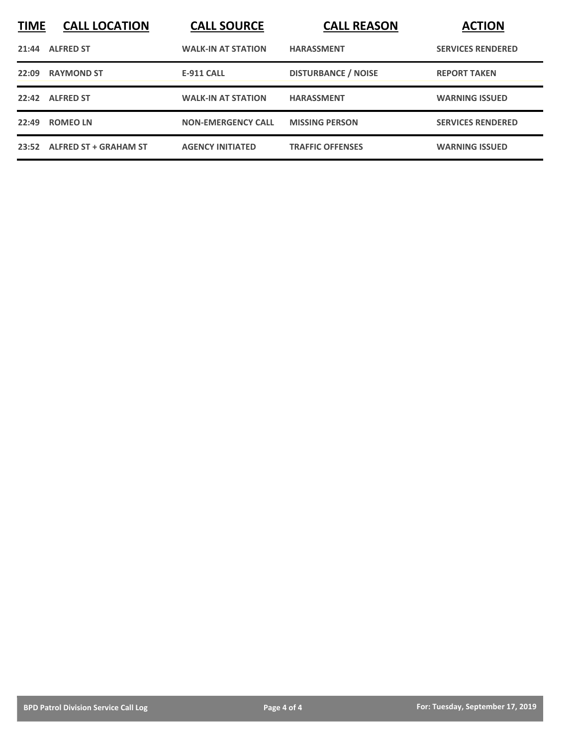| TIME | CALL LOCATION | CALL SOURCE | CALL REASON | ACTION |
| --- | --- | --- | --- | --- |
| 21:44 | ALFRED ST | WALK-IN AT STATION | HARASSMENT | SERVICES RENDERED |
| 22:09 | RAYMOND ST | E-911 CALL | DISTURBANCE / NOISE | REPORT TAKEN |
| 22:42 | ALFRED ST | WALK-IN AT STATION | HARASSMENT | WARNING ISSUED |
| 22:49 | ROMEO LN | NON-EMERGENCY CALL | MISSING PERSON | SERVICES RENDERED |
| 23:52 | ALFRED ST + GRAHAM ST | AGENCY INITIATED | TRAFFIC OFFENSES | WARNING ISSUED |